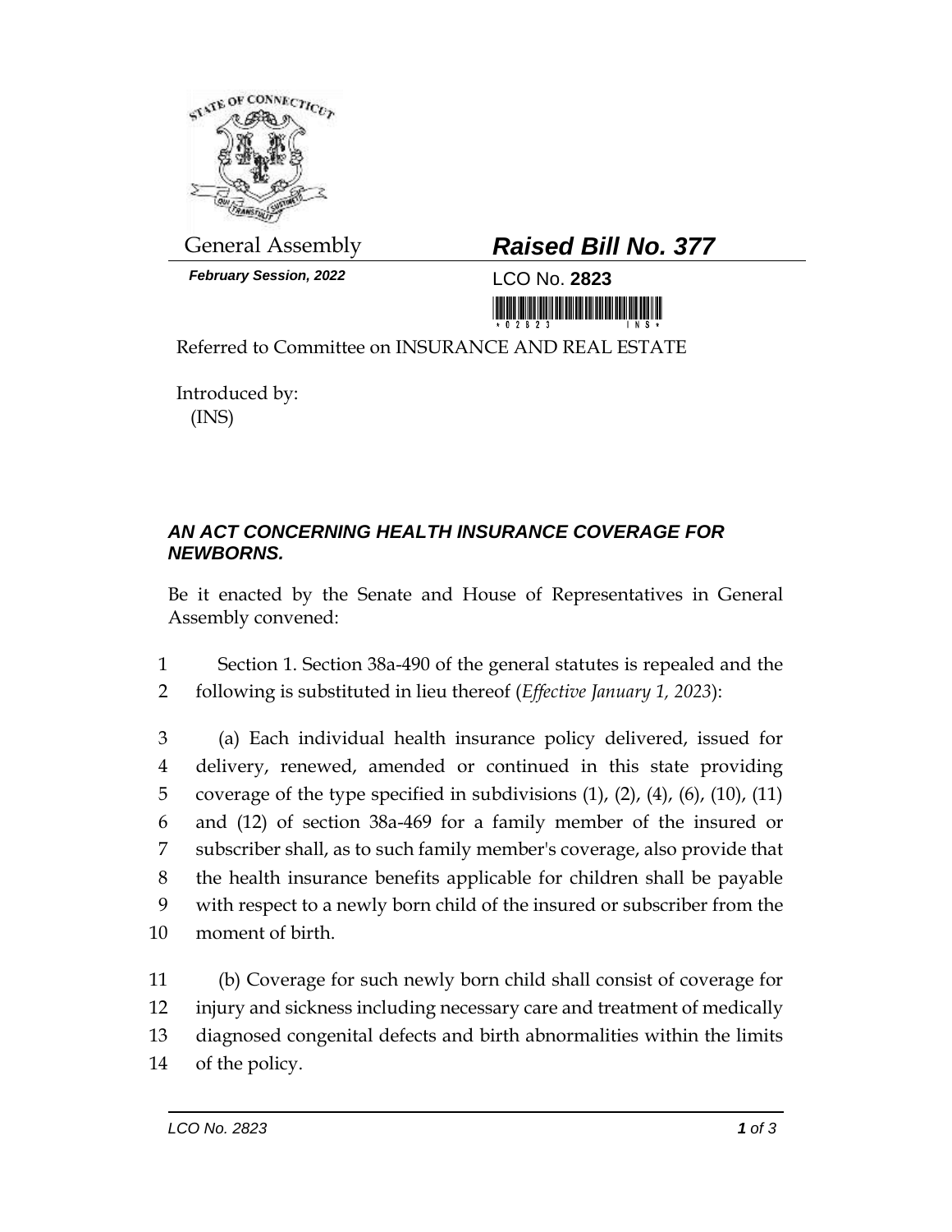General Assembly

***February Session, 2022***

## *Raised Bill No. 377*

LCO No. **2823**

Referred to Committee on INSURANCE AND REAL ESTATE

Introduced by:
(INS)

### *AN ACT CONCERNING HEALTH INSURANCE COVERAGE FOR NEWBORNS.*

Be it enacted by the Senate and House of Representatives in General Assembly convened:

1 Section 1. Section 38a-490 of the general statutes is repealed and the
2 following is substituted in lieu thereof (*Effective January 1, 2023*):

3 (a) Each individual health insurance policy delivered, issued for
4 delivery, renewed, amended or continued in this state providing
5 coverage of the type specified in subdivisions (1), (2), (4), (6), (10), (11)
6 and (12) of section 38a-469 for a family member of the insured or
7 subscriber shall, as to such family member's coverage, also provide that
8 the health insurance benefits applicable for children shall be payable
9 with respect to a newly born child of the insured or subscriber from the
10 moment of birth.

11 (b) Coverage for such newly born child shall consist of coverage for
12 injury and sickness including necessary care and treatment of medically
13 diagnosed congenital defects and birth abnormalities within the limits
14 of the policy.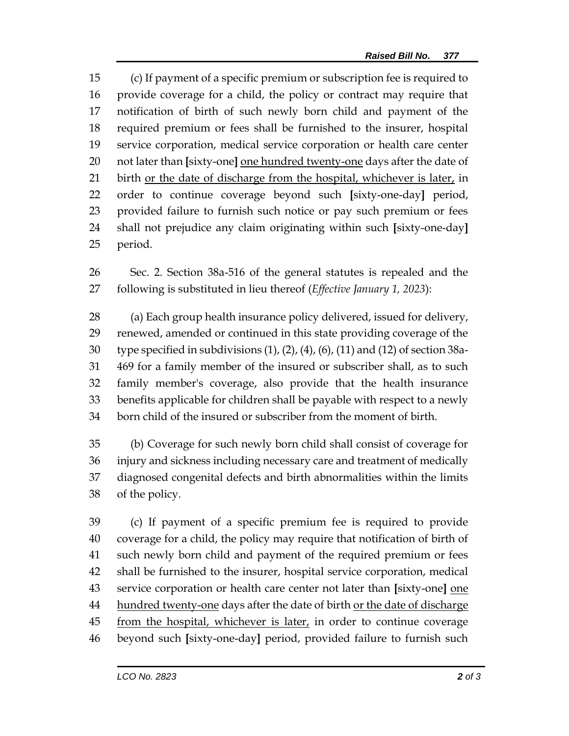(c) If payment of a specific premium or subscription fee is required to provide coverage for a child, the policy or contract may require that notification of birth of such newly born child and payment of the required premium or fees shall be furnished to the insurer, hospital service corporation, medical service corporation or health care center not later than [sixty-one] <u>one hundred twenty-one</u> days after the date of birth <u>or the date of discharge from the hospital, whichever is later,</u> in order to continue coverage beyond such [sixty-one-day] period, provided failure to furnish such notice or pay such premium or fees shall not prejudice any claim originating within such [sixty-one-day] period.

Sec. 2. Section 38a-516 of the general statutes is repealed and the following is substituted in lieu thereof (*Effective January 1, 2023*):

(a) Each group health insurance policy delivered, issued for delivery, renewed, amended or continued in this state providing coverage of the type specified in subdivisions (1), (2), (4), (6), (11) and (12) of section 38a-469 for a family member of the insured or subscriber shall, as to such family member's coverage, also provide that the health insurance benefits applicable for children shall be payable with respect to a newly born child of the insured or subscriber from the moment of birth.

(b) Coverage for such newly born child shall consist of coverage for injury and sickness including necessary care and treatment of medically diagnosed congenital defects and birth abnormalities within the limits of the policy.

(c) If payment of a specific premium fee is required to provide coverage for a child, the policy may require that notification of birth of such newly born child and payment of the required premium or fees shall be furnished to the insurer, hospital service corporation, medical service corporation or health care center not later than [sixty-one] <u>one hundred twenty-one</u> days after the date of birth <u>or the date of discharge from the hospital, whichever is later,</u> in order to continue coverage beyond such [sixty-one-day] period, provided failure to furnish such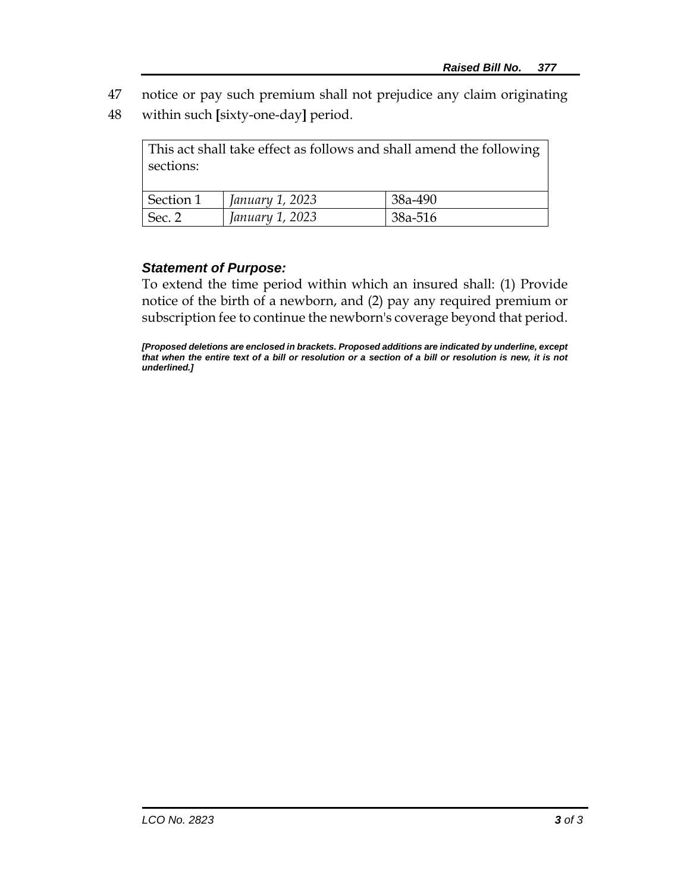47 notice or pay such premium shall not prejudice any claim originating
48 within such [sixty-one-day] period.

| This act shall take effect as follows and shall amend the following sections: | | |
|---|---|---|
| Section 1 | *January 1, 2023* | 38a-490 |
| Sec. 2 | *January 1, 2023* | 38a-516 |

### *Statement of Purpose:*

To extend the time period within which an insured shall: (1) Provide notice of the birth of a newborn, and (2) pay any required premium or subscription fee to continue the newborn's coverage beyond that period.

***[Proposed deletions are enclosed in brackets. Proposed additions are indicated by underline, except that when the entire text of a bill or resolution or a section of a bill or resolution is new, it is not underlined.]***